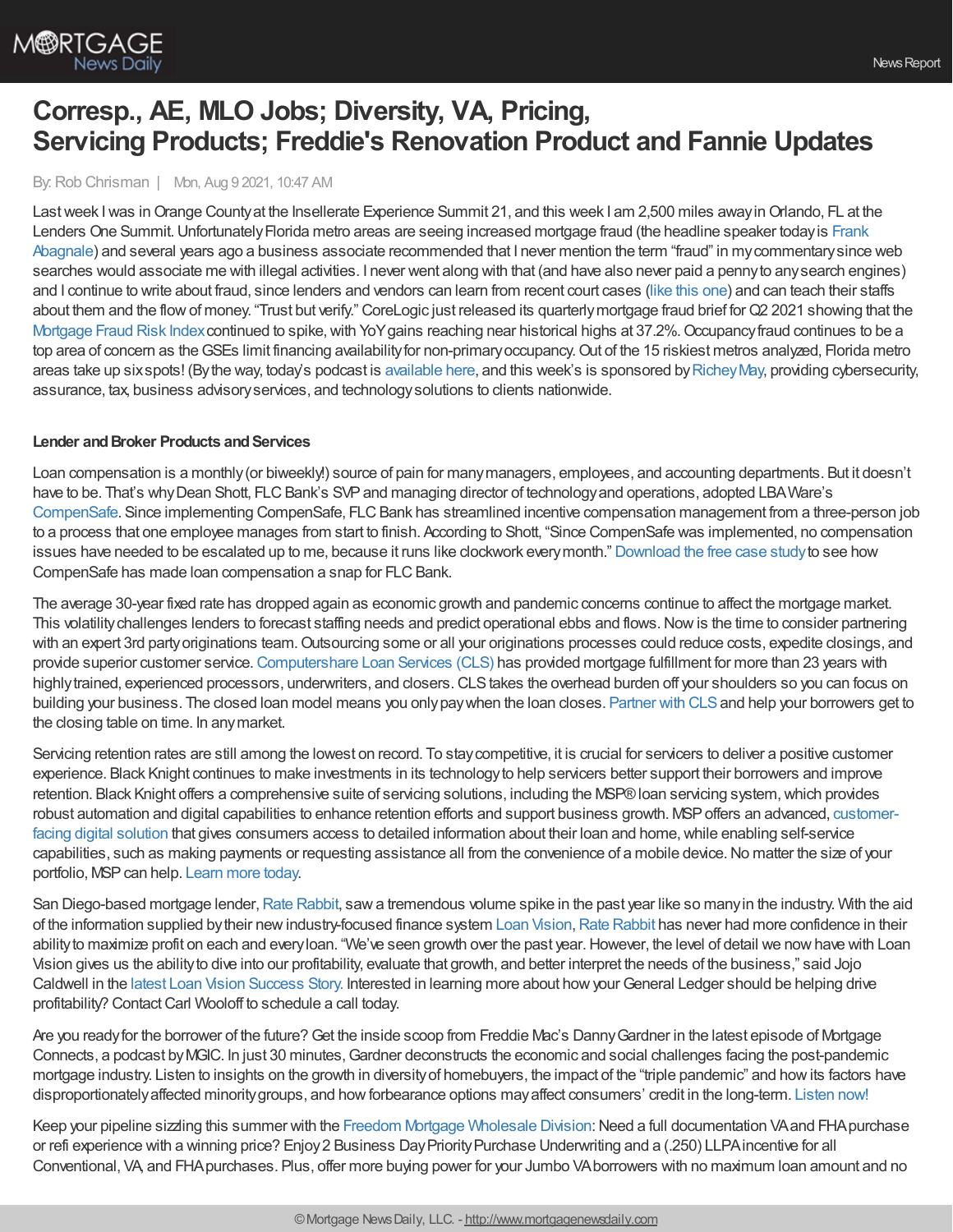# Corresp., AE, MLO Jobs; Diversity, VA, Pricing, Servicing Products; Freddie's Renovation Product and Fannie Updates

By: Rob Chrisman | Mon, Aug 9 2021, 10:47 AM

Last week I was in Orange County at the Insellerate Experience Summit 21, and this week I am 2,500 miles away in Orlando, FL at the Lenders One Summit. Unfortunately Florida metro areas are seeing increased mortgage fraud (the headline speaker today is Frank Abagnale) and several years ago a business associate recommended that I never mention the term "fraud" in my commentary since web searches would associate me with illegal activities. I never went along with that (and have also never paid a penny to any search engines) and I continue to write about fraud, since lenders and vendors can learn from recent court cases (like this one) and can teach their staffs about them and the flow of money. "Trust but verify." CoreLogic just released its quarterly mortgage fraud brief for Q2 2021 showing that the Mortgage Fraud Risk Index continued to spike, with YoY gains reaching near historical highs at 37.2%. Occupancy fraud continues to be a top area of concern as the GSEs limit financing availability for non-primary occupancy. Out of the 15 riskiest metros analyzed, Florida metro areas take up six spots! (By the way, today's podcast is available here, and this week's is sponsored by Richey May, providing cybersecurity, assurance, tax, business advisory services, and technology solutions to clients nationwide.

**Lender and Broker Products and Services**

Loan compensation is a monthly (or biweekly!) source of pain for many managers, employees, and accounting departments. But it doesn't have to be. That's why Dean Shott, FLC Bank's SVP and managing director of technology and operations, adopted LBA Ware's CompenSafe. Since implementing CompenSafe, FLC Bank has streamlined incentive compensation management from a three-person job to a process that one employee manages from start to finish. According to Shott, "Since CompenSafe was implemented, no compensation issues have needed to be escalated up to me, because it runs like clockwork every month." Download the free case study to see how CompenSafe has made loan compensation a snap for FLC Bank.

The average 30-year fixed rate has dropped again as economic growth and pandemic concerns continue to affect the mortgage market. This volatility challenges lenders to forecast staffing needs and predict operational ebbs and flows. Now is the time to consider partnering with an expert 3rd party originations team. Outsourcing some or all your originations processes could reduce costs, expedite closings, and provide superior customer service. Computershare Loan Services (CLS) has provided mortgage fulfillment for more than 23 years with highly trained, experienced processors, underwriters, and closers. CLS takes the overhead burden off your shoulders so you can focus on building your business. The closed loan model means you only pay when the loan closes. Partner with CLS and help your borrowers get to the closing table on time. In any market.

Servicing retention rates are still among the lowest on record. To stay competitive, it is crucial for servicers to deliver a positive customer experience. Black Knight continues to make investments in its technology to help servicers better support their borrowers and improve retention. Black Knight offers a comprehensive suite of servicing solutions, including the MSP® loan servicing system, which provides robust automation and digital capabilities to enhance retention efforts and support business growth. MSP offers an advanced, customer-facing digital solution that gives consumers access to detailed information about their loan and home, while enabling self-service capabilities, such as making payments or requesting assistance all from the convenience of a mobile device. No matter the size of your portfolio, MSP can help. Learn more today.

San Diego-based mortgage lender, Rate Rabbit, saw a tremendous volume spike in the past year like so many in the industry. With the aid of the information supplied by their new industry-focused finance system Loan Vision, Rate Rabbit has never had more confidence in their ability to maximize profit on each and every loan. "We've seen growth over the past year. However, the level of detail we now have with Loan Vision gives us the ability to dive into our profitability, evaluate that growth, and better interpret the needs of the business," said Jojo Caldwell in the latest Loan Vision Success Story. Interested in learning more about how your General Ledger should be helping drive profitability? Contact Carl Wooloff to schedule a call today.

Are you ready for the borrower of the future? Get the inside scoop from Freddie Mac's Danny Gardner in the latest episode of Mortgage Connects, a podcast by MGIC. In just 30 minutes, Gardner deconstructs the economic and social challenges facing the post-pandemic mortgage industry. Listen to insights on the growth in diversity of homebuyers, the impact of the "triple pandemic" and how its factors have disproportionately affected minority groups, and how forbearance options may affect consumers' credit in the long-term. Listen now!

Keep your pipeline sizzling this summer with the Freedom Mortgage Wholesale Division: Need a full documentation VA and FHA purchase or refi experience with a winning price? Enjoy 2 Business Day Priority Purchase Underwriting and a (.250) LLPA incentive for all Conventional, VA, and FHA purchases. Plus, offer more buying power for your Jumbo VA borrowers with no maximum loan amount and no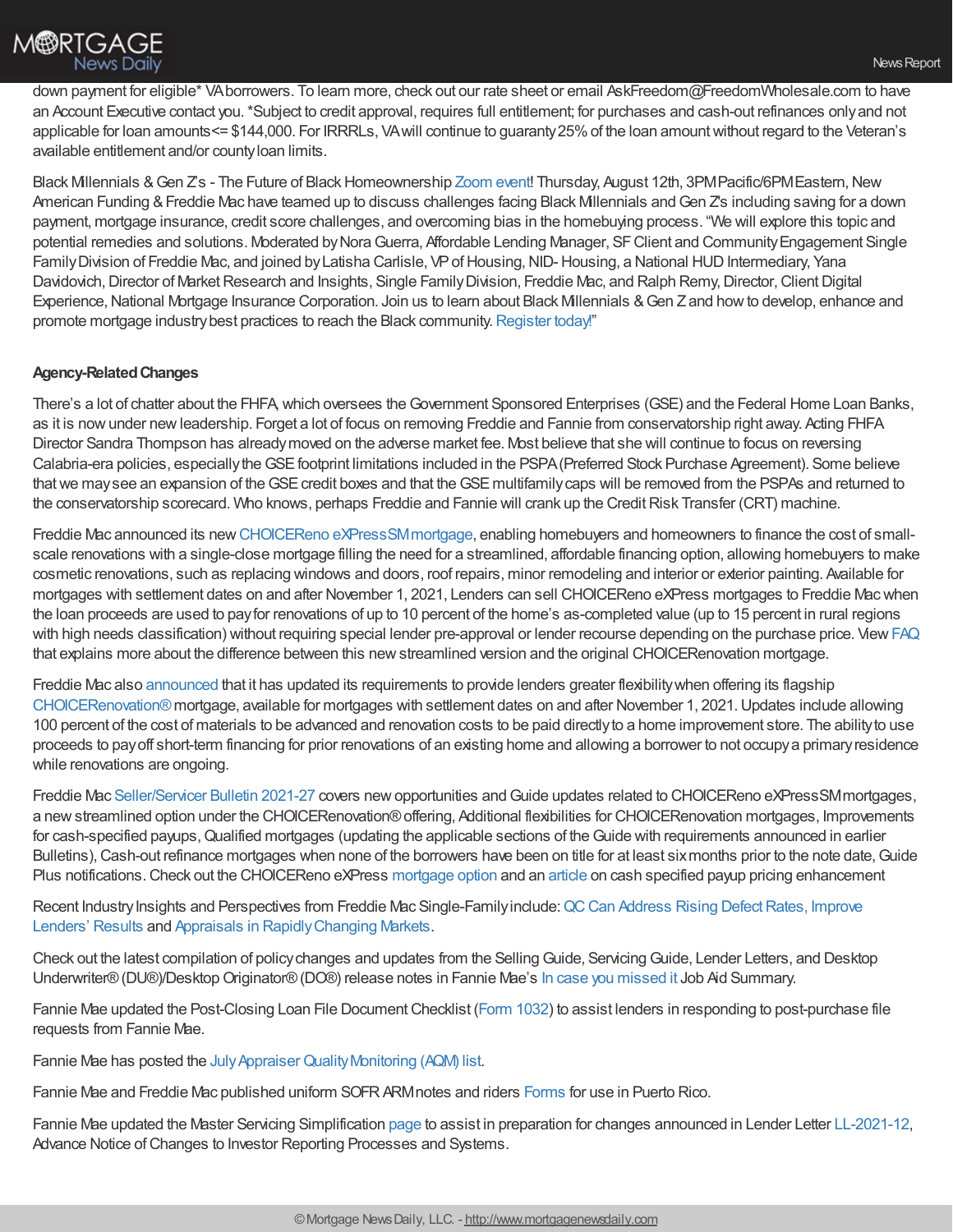down payment for eligible* VA borrowers. To learn more, check out our rate sheet or email AskFreedom@FreedomWholesale.com to have an Account Executive contact you. *Subject to credit approval, requires full entitlement; for purchases and cash-out refinances only and not applicable for loan amounts<= $144,000. For IRRRLs, VA will continue to guaranty 25% of the loan amount without regard to the Veteran's available entitlement and/or county loan limits.

Black Millennials & Gen Z's - The Future of Black Homeownership Zoom event! Thursday, August 12th, 3PM Pacific/6PM Eastern, New American Funding & Freddie Mac have teamed up to discuss challenges facing Black Millennials and Gen Z's including saving for a down payment, mortgage insurance, credit score challenges, and overcoming bias in the homebuying process. "We will explore this topic and potential remedies and solutions. Moderated by Nora Guerra, Affordable Lending Manager, SF Client and Community Engagement Single Family Division of Freddie Mac, and joined by Latisha Carlisle, VP of Housing, NID- Housing, a National HUD Intermediary, Yana Davidovich, Director of Market Research and Insights, Single Family Division, Freddie Mac, and Ralph Remy, Director, Client Digital Experience, National Mortgage Insurance Corporation. Join us to learn about Black Millennials & Gen Z and how to develop, enhance and promote mortgage industry best practices to reach the Black community. Register today!"

**Agency-Related Changes**

There's a lot of chatter about the FHFA, which oversees the Government Sponsored Enterprises (GSE) and the Federal Home Loan Banks, as it is now under new leadership. Forget a lot of focus on removing Freddie and Fannie from conservatorship right away. Acting FHFA Director Sandra Thompson has already moved on the adverse market fee. Most believe that she will continue to focus on reversing Calabria-era policies, especially the GSE footprint limitations included in the PSPA (Preferred Stock Purchase Agreement). Some believe that we may see an expansion of the GSE credit boxes and that the GSE multifamily caps will be removed from the PSPAs and returned to the conservatorship scorecard. Who knows, perhaps Freddie and Fannie will crank up the Credit Risk Transfer (CRT) machine.

Freddie Mac announced its new CHOICEReno eXPressSM mortgage, enabling homebuyers and homeowners to finance the cost of small-scale renovations with a single-close mortgage filling the need for a streamlined, affordable financing option, allowing homebuyers to make cosmetic renovations, such as replacing windows and doors, roof repairs, minor remodeling and interior or exterior painting. Available for mortgages with settlement dates on and after November 1, 2021, Lenders can sell CHOICEReno eXPress mortgages to Freddie Mac when the loan proceeds are used to pay for renovations of up to 10 percent of the home's as-completed value (up to 15 percent in rural regions with high needs classification) without requiring special lender pre-approval or lender recourse depending on the purchase price. View FAQ that explains more about the difference between this new streamlined version and the original CHOICERenovation mortgage.

Freddie Mac also announced that it has updated its requirements to provide lenders greater flexibility when offering its flagship CHOICERenovation® mortgage, available for mortgages with settlement dates on and after November 1, 2021. Updates include allowing 100 percent of the cost of materials to be advanced and renovation costs to be paid directly to a home improvement store. The ability to use proceeds to pay off short-term financing for prior renovations of an existing home and allowing a borrower to not occupy a primary residence while renovations are ongoing.

Freddie Mac Seller/Servicer Bulletin 2021-27 covers new opportunities and Guide updates related to CHOICEReno eXPressSM mortgages, a new streamlined option under the CHOICERenovation® offering, Additional flexibilities for CHOICERenovation mortgages, Improvements for cash-specified payups, Qualified mortgages (updating the applicable sections of the Guide with requirements announced in earlier Bulletins), Cash-out refinance mortgages when none of the borrowers have been on title for at least six months prior to the note date, Guide Plus notifications. Check out the CHOICEReno eXPress mortgage option and an article on cash specified payup pricing enhancement

Recent Industry Insights and Perspectives from Freddie Mac Single-Family include: QC Can Address Rising Defect Rates, Improve Lenders' Results and Appraisals in Rapidly Changing Markets.

Check out the latest compilation of policy changes and updates from the Selling Guide, Servicing Guide, Lender Letters, and Desktop Underwriter® (DU®)/Desktop Originator® (DO®) release notes in Fannie Mae's In case you missed it Job Aid Summary.

Fannie Mae updated the Post-Closing Loan File Document Checklist (Form 1032) to assist lenders in responding to post-purchase file requests from Fannie Mae.

Fannie Mae has posted the July Appraiser Quality Monitoring (AQM) list.

Fannie Mae and Freddie Mac published uniform SOFR ARM notes and riders Forms for use in Puerto Rico.

Fannie Mae updated the Master Servicing Simplification page to assist in preparation for changes announced in Lender Letter LL-2021-12, Advance Notice of Changes to Investor Reporting Processes and Systems.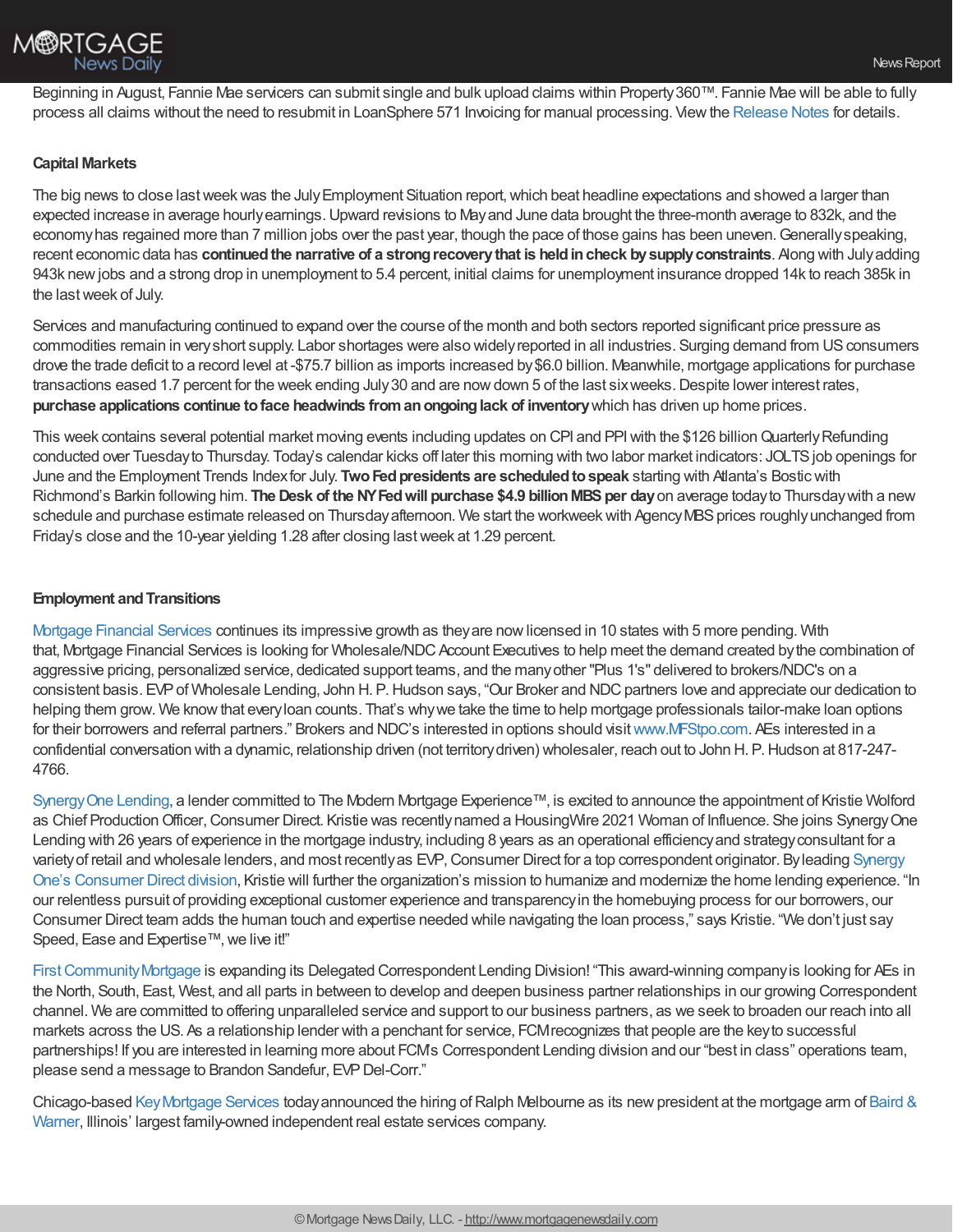Beginning in August, Fannie Mae servicers can submit single and bulk upload claims within Property360™. Fannie Mae will be able to fully process all claims without the need to resubmit in LoanSphere 571 Invoicing for manual processing. View the Release Notes for details.

**Capital Markets**

The big news to close last week was the July Employment Situation report, which beat headline expectations and showed a larger than expected increase in average hourly earnings. Upward revisions to May and June data brought the three-month average to 832k, and the economy has regained more than 7 million jobs over the past year, though the pace of those gains has been uneven. Generally speaking, recent economic data has **continued the narrative of a strong recovery that is held in check by supply constraints**. Along with July adding 943k new jobs and a strong drop in unemployment to 5.4 percent, initial claims for unemployment insurance dropped 14k to reach 385k in the last week of July.

Services and manufacturing continued to expand over the course of the month and both sectors reported significant price pressure as commodities remain in very short supply. Labor shortages were also widely reported in all industries. Surging demand from US consumers drove the trade deficit to a record level at -$75.7 billion as imports increased by $6.0 billion. Meanwhile, mortgage applications for purchase transactions eased 1.7 percent for the week ending July 30 and are now down 5 of the last six weeks. Despite lower interest rates, **purchase applications continue to face headwinds from an ongoing lack of inventory** which has driven up home prices.

This week contains several potential market moving events including updates on CPI and PPI with the $126 billion Quarterly Refunding conducted over Tuesday to Thursday. Today's calendar kicks off later this morning with two labor market indicators: JOLTS job openings for June and the Employment Trends Index for July. **Two Fed presidents are scheduled to speak** starting with Atlanta's Bostic with Richmond's Barkin following him. **The Desk of the NY Fed will purchase $4.9 billion MBS per day** on average today to Thursday with a new schedule and purchase estimate released on Thursday afternoon. We start the workweek with Agency MBS prices roughly unchanged from Friday's close and the 10-year yielding 1.28 after closing last week at 1.29 percent.

**Employment and Transitions**

Mortgage Financial Services continues its impressive growth as they are now licensed in 10 states with 5 more pending. With that, Mortgage Financial Services is looking for Wholesale/NDC Account Executives to help meet the demand created by the combination of aggressive pricing, personalized service, dedicated support teams, and the many other "Plus 1's" delivered to brokers/NDC's on a consistent basis. EVP of Wholesale Lending, John H. P. Hudson says, "Our Broker and NDC partners love and appreciate our dedication to helping them grow. We know that every loan counts. That's why we take the time to help mortgage professionals tailor-make loan options for their borrowers and referral partners." Brokers and NDC's interested in options should visit www.MFStpo.com. AEs interested in a confidential conversation with a dynamic, relationship driven (not territory driven) wholesaler, reach out to John H. P. Hudson at 817-247-4766.

Synergy One Lending, a lender committed to The Modern Mortgage Experience™, is excited to announce the appointment of Kristie Wolford as Chief Production Officer, Consumer Direct. Kristie was recently named a HousingWire 2021 Woman of Influence. She joins Synergy One Lending with 26 years of experience in the mortgage industry, including 8 years as an operational efficiency and strategy consultant for a variety of retail and wholesale lenders, and most recently as EVP, Consumer Direct for a top correspondent originator. By leading Synergy One's Consumer Direct division, Kristie will further the organization's mission to humanize and modernize the home lending experience. "In our relentless pursuit of providing exceptional customer experience and transparency in the homebuying process for our borrowers, our Consumer Direct team adds the human touch and expertise needed while navigating the loan process," says Kristie. "We don't just say Speed, Ease and Expertise™, we live it!"

First Community Mortgage is expanding its Delegated Correspondent Lending Division! "This award-winning company is looking for AEs in the North, South, East, West, and all parts in between to develop and deepen business partner relationships in our growing Correspondent channel. We are committed to offering unparalleled service and support to our business partners, as we seek to broaden our reach into all markets across the US. As a relationship lender with a penchant for service, FCM recognizes that people are the key to successful partnerships! If you are interested in learning more about FCM's Correspondent Lending division and our "best in class" operations team, please send a message to Brandon Sandefur, EVP Del-Corr."

Chicago-based Key Mortgage Services today announced the hiring of Ralph Melbourne as its new president at the mortgage arm of Baird & Warner, Illinois' largest family-owned independent real estate services company.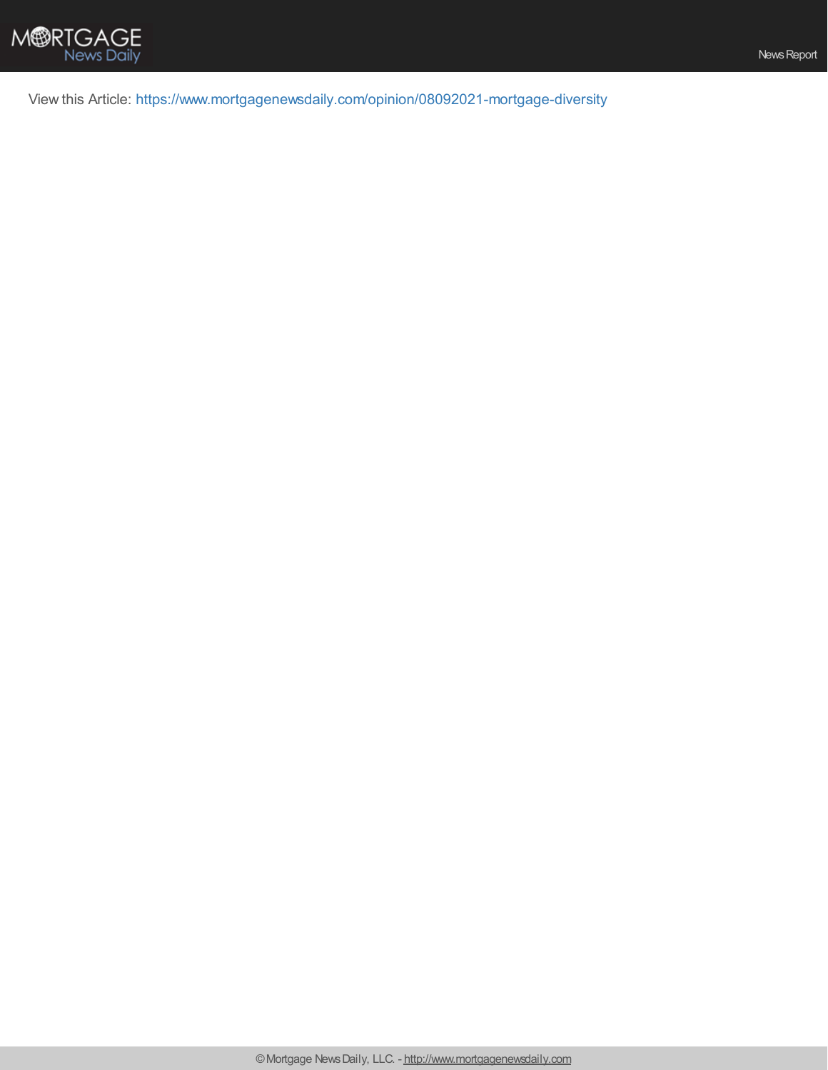View this Article: https://www.mortgagenewsdaily.com/opinion/08092021-mortgage-diversity